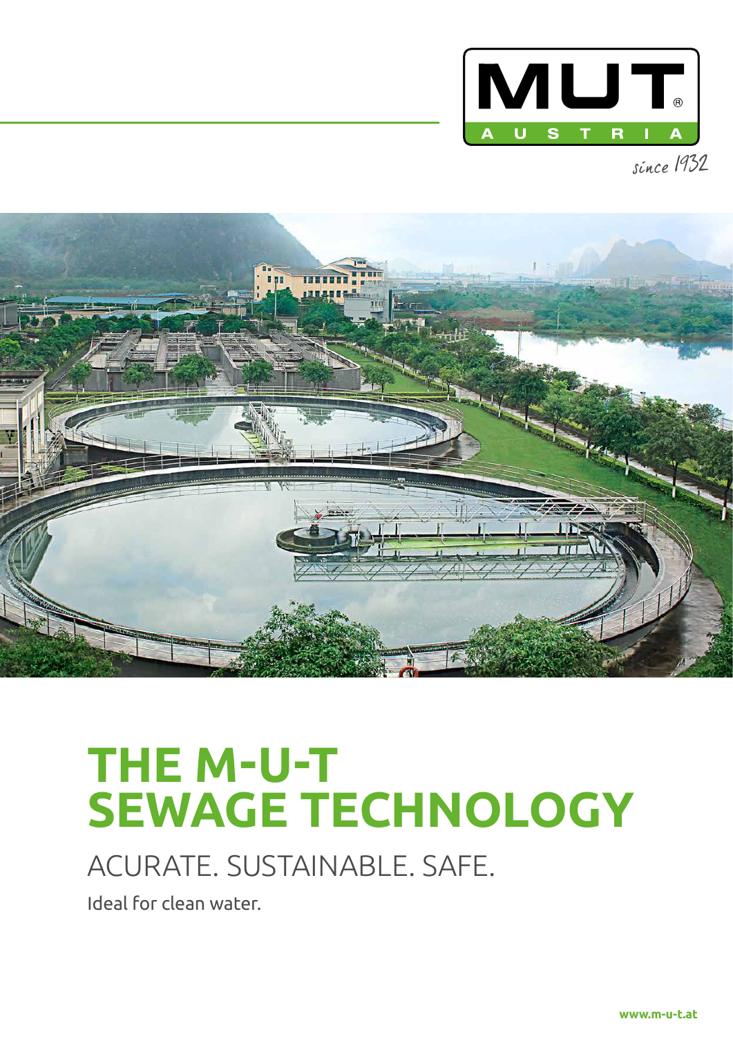MUT AUSTRIA

since 1932

# THE M-U-T SEWAGE TECHNOLOGY

## ACURATE. SUSTAINABLE. SAFE.

Ideal for clean water.

www.m-u-t.at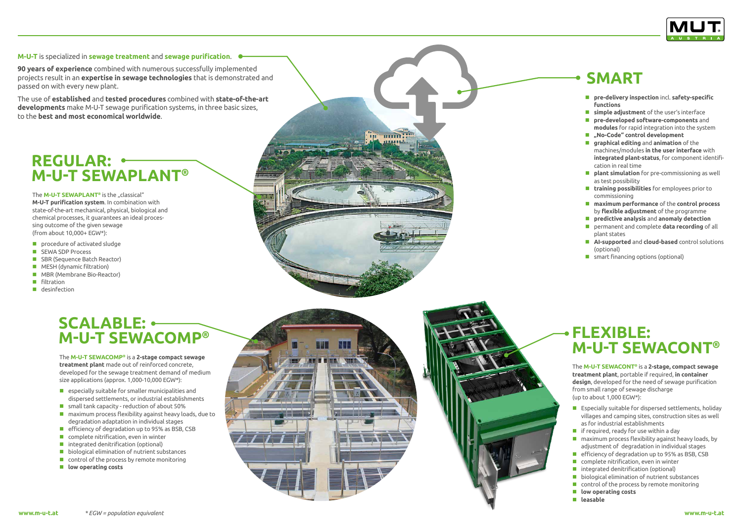**M-U-T** is specialized in **sewage treatment** and **sewage purification**.

**90 years of experience** combined with numerous successfully implemented projects result in an **expertise in sewage technologies** that is demonstrated and passed on with every new plant.

The use of **established** and **tested procedures** combined with **state-of-the-art developments** make M-U-T sewage purification systems, in three basic sizes, to the **best and most economical worldwide**.

## REGULAR: M-U-T SEWAPLANT®

The **M-U-T SEWAPLANT®** is the „classical" **M-U-T purification system**. In combination with state-of-the-art mechanical, physical, biological and chemical processes, it guarantees an ideal processing outcome of the given sewage (from about 10,000+ EGW*):

- procedure of activated sludge
- SEWA SDP Process
- SBR (Sequence Batch Reactor)
- MESH (dynamic filtration)
- MBR (Membrane Bio-Reactor)
- filtration
- desinfection

## SMART

- **pre-delivery inspection** incl. **safety-specific functions**
- **simple adjustment** of the user's interface
- **pre-developed software-components** and **modules** for rapid integration into the system
- **„No-Code" control development**
- **graphical editing** and **animation** of the machines/modules **in the user interface** with **integrated plant-status**, for component identification in real time
- **plant simulation** for pre-commissioning as well as test possibility
- **training possibilities** for employees prior to commissioning
- **maximum performance** of the **control process** by **flexible adjustment** of the programme
- **predictive analysis** and **anomaly detection**
- permanent and complete **data recording** of all plant states
- **AI-supported** and **cloud-based** control solutions (optional)
- smart financing options (optional)

## SCALABLE: M-U-T SEWACOMP®

The **M-U-T SEWACOMP®** is a **2-stage compact sewage treatment plant** made out of reinforced concrete, developed for the sewage treatment demand of medium size applications (approx. 1,000-10,000 EGW*):

- especially suitable for smaller municipalities and dispersed settlements, or industrial establishments
- small tank capacity - reduction of about 50%
- maximum process flexibility against heavy loads, due to degradation adaptation in individual stages
- efficiency of degradation up to 95% as BSB, CSB
- complete nitrification, even in winter
- integrated denitrification (optional)
- biological elimination of nutrient substances
- control of the process by remote monitoring
- **low operating costs**

## FLEXIBLE: M-U-T SEWACONT®

The **M-U-T SEWACONT®** is a **2-stage, compact sewage treatment plant**, portable if required, **in container design**, developed for the need of sewage purification from small range of sewage discharge (up to about 1,000 EGW*):

- Especially suitable for dispersed settlements, holiday villages and camping sites, construction sites as well as for industrial establishments
- if required, ready for use within a day
- maximum process flexibility against heavy loads, by adjustment of degradation in individual stages
- efficiency of degradation up to 95% as BSB, CSB
- complete nitrification, even in winter
- integrated denitrification (optional)
- biological elimination of nutrient substances
- control of the process by remote monitoring
- **low operating costs**
- **leasable**

*\* EGW = population equivalent*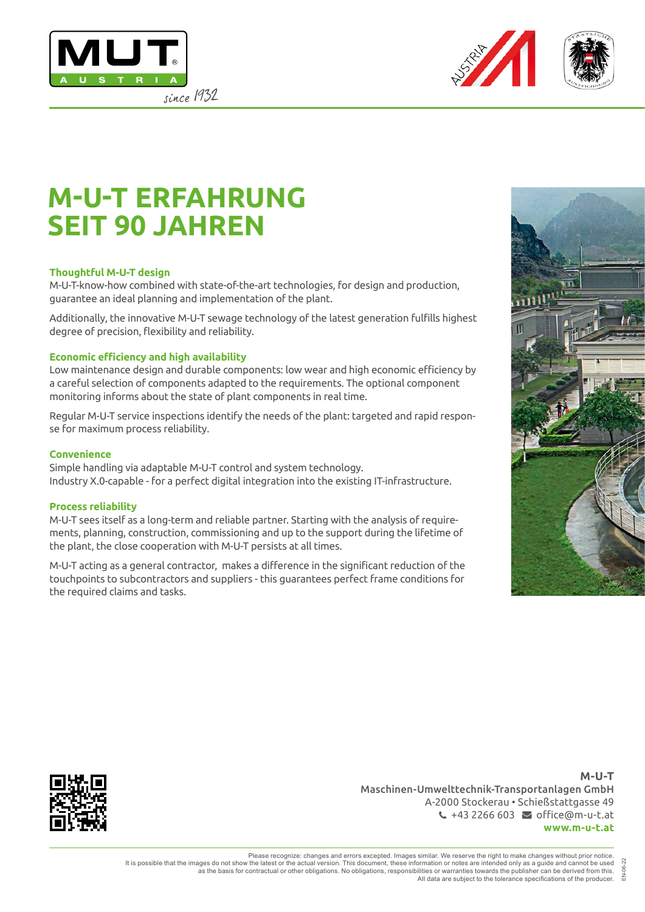# M-U-T ERFAHRUNG SEIT 90 JAHREN

### Thoughtful M-U-T design

M-U-T-know-how combined with state-of-the-art technologies, for design and production, guarantee an ideal planning and implementation of the plant.

Additionally, the innovative M-U-T sewage technology of the latest generation fulfills highest degree of precision, flexibility and reliability.

### Economic efficiency and high availability

Low maintenance design and durable components: low wear and high economic efficiency by a careful selection of components adapted to the requirements. The optional component monitoring informs about the state of plant components in real time.

Regular M-U-T service inspections identify the needs of the plant: targeted and rapid response for maximum process reliability.

### Convenience

Simple handling via adaptable M-U-T control and system technology.
Industry X.0-capable - for a perfect digital integration into the existing IT-infrastructure.

### Process reliability

M-U-T sees itself as a long-term and reliable partner. Starting with the analysis of requirements, planning, construction, commissioning and up to the support during the lifetime of the plant, the close cooperation with M-U-T persists at all times.

M-U-T acting as a general contractor, makes a difference in the significant reduction of the touchpoints to subcontractors and suppliers - this guarantees perfect frame conditions for the required claims and tasks.

**M-U-T**
Maschinen-Umwelttechnik-Transportanlagen GmbH
A-2000 Stockerau • Schießstattgasse 49
+43 2266 603 office@m-u-t.at
**www.m-u-t.at**

Please recognize: changes and errors excepted. Images similar. We reserve the right to make changes without prior notice. It is possible that the images do not show the latest or the actual version. This document, these information or notes are intended only as a guide and cannot be used as the basis for contractual or other obligations. No obligations, responsibilities or warranties towards the publisher can be derived from this. All data are subject to the tolerance specifications of the producer.

EN-06-22